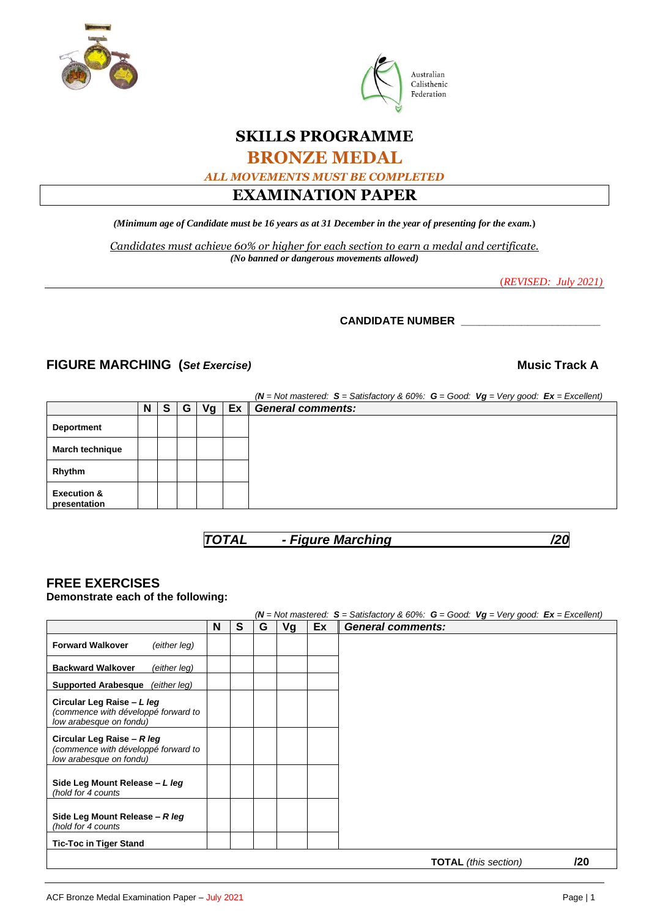Australian Calisthenic Federation

# SKILLS PROGRAMME

## BRONZE MEDAL

***ALL MOVEMENTS MUST BE COMPLETED***

## EXAMINATION PAPER

***(Minimum age of Candidate must be 16 years as at 31 December in the year of presenting for the exam.)***

*Candidates must achieve 60% or higher for each section to earn a medal and certificate.*
***(No banned or dangerous movements allowed)***

*(REVISED: July 2021)*

**CANDIDATE NUMBER** _______________________

### FIGURE MARCHING (*Set Exercise*) — Music Track A

*(**N** = Not mastered: **S** = Satisfactory & 60%: **G** = Good: **Vg** = Very good: **Ex** = Excellent)*

| | N | S | G | Vg | Ex | *General comments:* |
|---|---|---|---|---|---|---|
| **Deportment** | | | | | | |
| **March technique** | | | | | | |
| **Rhythm** | | | | | | |
| **Execution & presentation** | | | | | | |

***TOTAL - Figure Marching /20***

### FREE EXERCISES

**Demonstrate each of the following:**

*(**N** = Not mastered: **S** = Satisfactory & 60%: **G** = Good: **Vg** = Very good: **Ex** = Excellent)*

| | N | S | G | Vg | Ex | *General comments:* |
|---|---|---|---|---|---|---|
| **Forward Walkover** *(either leg)* | | | | | | |
| **Backward Walkover** *(either leg)* | | | | | | |
| **Supported Arabesque** *(either leg)* | | | | | | |
| **Circular Leg Raise – *L leg*** *(commence with développé forward to low arabesque on fondu)* | | | | | | |
| **Circular Leg Raise – *R leg*** *(commence with développé forward to low arabesque on fondu)* | | | | | | |
| **Side Leg Mount Release – *L leg*** *(hold for 4 counts* | | | | | | |
| **Side Leg Mount Release – *R leg*** *(hold for 4 counts* | | | | | | |
| **Tic-Toc in Tiger Stand** | | | | | | |
| | | | | | | **TOTAL** *(this section)* **/20** |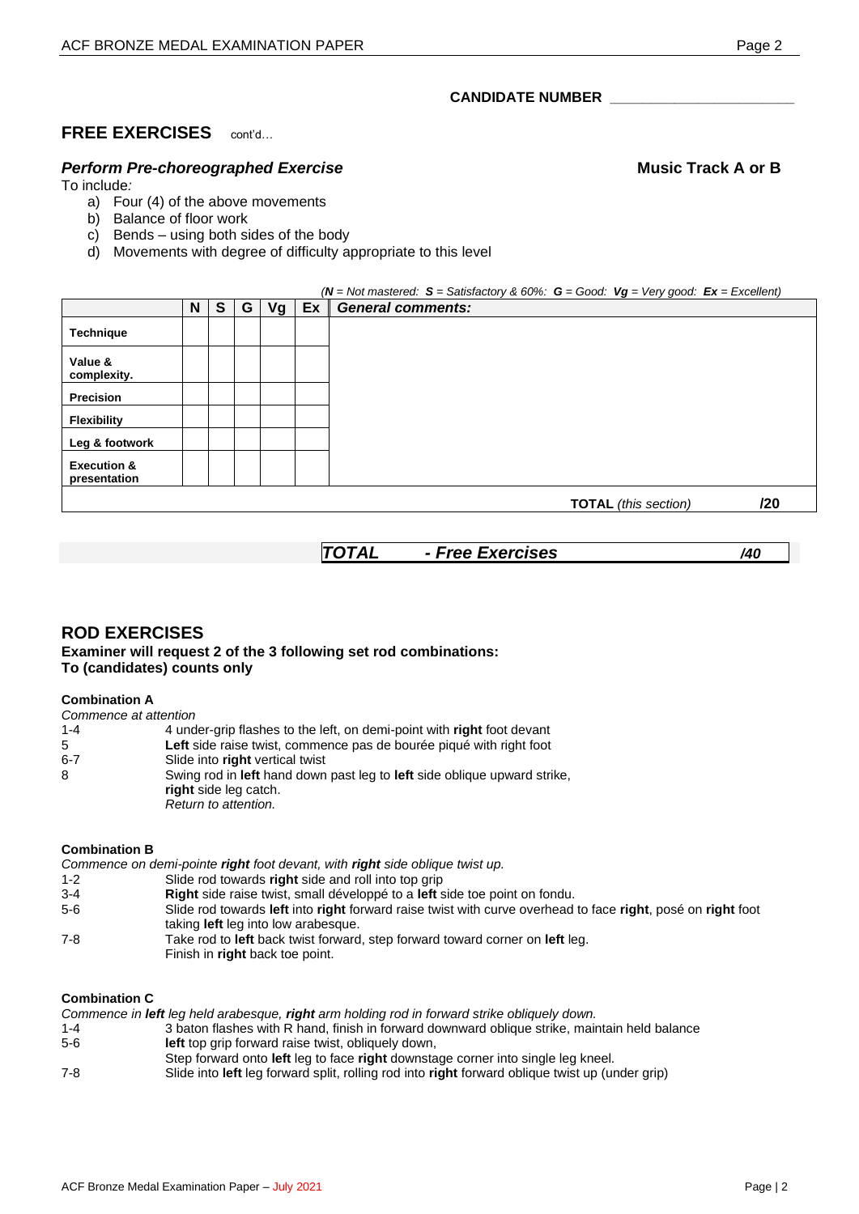**CANDIDATE NUMBER** ________________________

## FREE EXERCISES cont'd…

### *Perform Pre-choreographed Exercise* **Music Track A or B**

To include*:*

a) Four (4) of the above movements
b) Balance of floor work
c) Bends – using both sides of the body
d) Movements with degree of difficulty appropriate to this level

*(**N** = Not mastered: **S** = Satisfactory & 60%: **G** = Good: **Vg** = Very good: **Ex** = Excellent)*

| | N | S | G | Vg | Ex | *General comments:* |
|---|---|---|---|---|---|---|
| **Technique** | | | | | | |
| **Value & complexity.** | | | | | | |
| **Precision** | | | | | | |
| **Flexibility** | | | | | | |
| **Leg & footwork** | | | | | | |
| **Execution & presentation** | | | | | | |
| | | | | | | **TOTAL** *(this section)* **/20** |

***TOTAL - Free Exercises*** ***/40***

## ROD EXERCISES

**Examiner will request 2 of the 3 following set rod combinations:**
**To (candidates) counts only**

**Combination A**

*Commence at attention*

1-4 4 under-grip flashes to the left, on demi-point with **right** foot devant
5 **Left** side raise twist, commence pas de bourée piqué with right foot
6-7 Slide into **right** vertical twist
8 Swing rod in **left** hand down past leg to **left** side oblique upward strike, **right** side leg catch.
*Return to attention.*

**Combination B**

*Commence on demi-pointe **right** foot devant, with **right** side oblique twist up.*

1-2 Slide rod towards **right** side and roll into top grip
3-4 **Right** side raise twist, small développé to a **left** side toe point on fondu.
5-6 Slide rod towards **left** into **right** forward raise twist with curve overhead to face **right**, posé on **right** foot taking **left** leg into low arabesque.
7-8 Take rod to **left** back twist forward, step forward toward corner on **left** leg.
Finish in **right** back toe point.

**Combination C**

*Commence in **left** leg held arabesque, **right** arm holding rod in forward strike obliquely down.*

1-4 3 baton flashes with R hand, finish in forward downward oblique strike, maintain held balance
5-6 **left** top grip forward raise twist, obliquely down,
Step forward onto **left** leg to face **right** downstage corner into single leg kneel.
7-8 Slide into **left** leg forward split, rolling rod into **right** forward oblique twist up (under grip)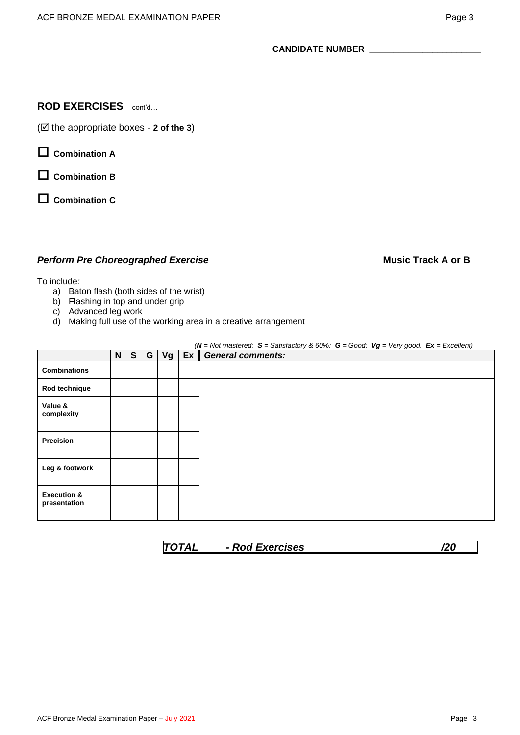CANDIDATE NUMBER ______________________

## ROD EXERCISES cont'd…

(☑ the appropriate boxes - **2 of the 3**)

☐ **Combination A**

☐ **Combination B**

☐ **Combination C**

### *Perform Pre Choreographed Exercise* **Music Track A or B**

To include*:*

a) Baton flash (both sides of the wrist)
b) Flashing in top and under grip
c) Advanced leg work
d) Making full use of the working area in a creative arrangement

*(**N** = Not mastered: **S** = Satisfactory & 60%: **G** = Good: **Vg** = Very good: **Ex** = Excellent)*

| | N | S | G | Vg | Ex | *General comments:* |
|---|---|---|---|---|---|---|
| **Combinations** | | | | | | |
| **Rod technique** | | | | | | |
| **Value & complexity** | | | | | | |
| **Precision** | | | | | | |
| **Leg & footwork** | | | | | | |
| **Execution & presentation** | | | | | | |

***TOTAL - Rod Exercises /20***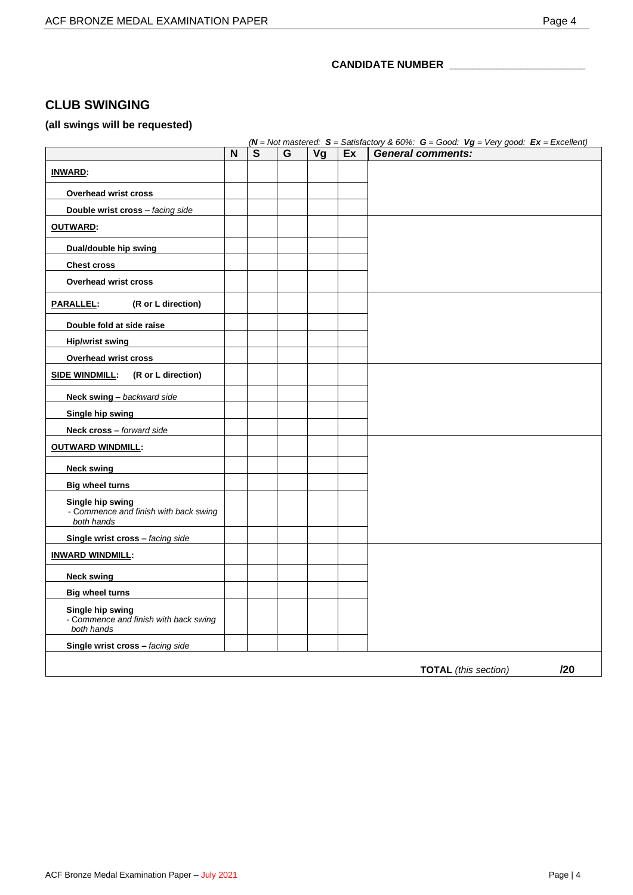**CANDIDATE NUMBER _______________________**

## CLUB SWINGING

### (all swings will be requested)

*(**N** = Not mastered: **S** = Satisfactory & 60%: **G** = Good: **Vg** = Very good: **Ex** = Excellent)*

| | N | S | G | Vg | Ex | *General comments:* |
|---|---|---|---|---|---|---|
| **INWARD:** | | | | | | |
| **Overhead wrist cross** | | | | | | |
| **Double wrist cross –** *facing side* | | | | | | |
| **OUTWARD:** | | | | | | |
| **Dual/double hip swing** | | | | | | |
| **Chest cross** | | | | | | |
| **Overhead wrist cross** | | | | | | |
| **PARALLEL:** (R or L direction) | | | | | | |
| **Double fold at side raise** | | | | | | |
| **Hip/wrist swing** | | | | | | |
| **Overhead wrist cross** | | | | | | |
| **SIDE WINDMILL:** (R or L direction) | | | | | | |
| **Neck swing –** *backward side* | | | | | | |
| **Single hip swing** | | | | | | |
| **Neck cross –** *forward side* | | | | | | |
| **OUTWARD WINDMILL:** | | | | | | |
| **Neck swing** | | | | | | |
| **Big wheel turns** | | | | | | |
| **Single hip swing** - *Commence and finish with back swing both hands* | | | | | | |
| **Single wrist cross –** *facing side* | | | | | | |
| **INWARD WINDMILL:** | | | | | | |
| **Neck swing** | | | | | | |
| **Big wheel turns** | | | | | | |
| **Single hip swing** - *Commence and finish with back swing both hands* | | | | | | |
| **Single wrist cross –** *facing side* | | | | | | |
| | | | | | | **TOTAL** *(this section)* **/20** |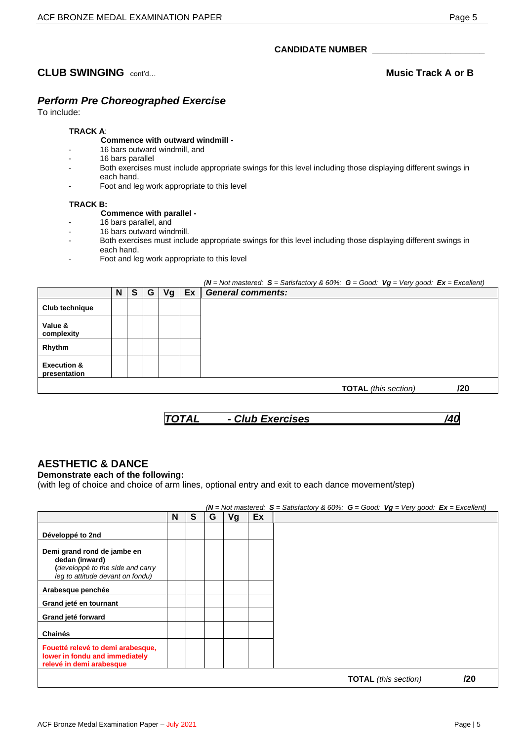**CANDIDATE NUMBER** ______________________

## CLUB SWINGING cont'd…

**Music Track A or B**

### *Perform Pre Choreographed Exercise*

To include:

**TRACK A**:

**Commence with outward windmill -**

- 16 bars outward windmill, and
- 16 bars parallel
- Both exercises must include appropriate swings for this level including those displaying different swings in each hand.
- Foot and leg work appropriate to this level

**TRACK B:**

**Commence with parallel -**

- 16 bars parallel, and
- 16 bars outward windmill.
- Both exercises must include appropriate swings for this level including those displaying different swings in each hand.
- Foot and leg work appropriate to this level

*(**N** = Not mastered: **S** = Satisfactory & 60%: **G** = Good: **Vg** = Very good: **Ex** = Excellent)*

| | N | S | G | Vg | Ex | *General comments:* |
|---|---|---|---|---|---|---|
| **Club technique** | | | | | | |
| **Value & complexity** | | | | | | |
| **Rhythm** | | | | | | |
| **Execution & presentation** | | | | | | |
| | | | | | | **TOTAL** *(this section)* **/20** |

***TOTAL - Club Exercises /40***

## AESTHETIC & DANCE

**Demonstrate each of the following:**

(with leg of choice and choice of arm lines, optional entry and exit to each dance movement/step)

*(**N** = Not mastered: **S** = Satisfactory & 60%: **G** = Good: **Vg** = Very good: **Ex** = Excellent)*

| | N | S | G | Vg | Ex | |
|---|---|---|---|---|---|---|
| **Développé to 2nd** | | | | | | |
| **Demi grand rond de jambe en dedan (inward)** **(***developpé to the side and carry leg to attitude devant on fondu)* | | | | | | |
| **Arabesque penchée** | | | | | | |
| **Grand jeté en tournant** | | | | | | |
| **Grand jeté forward** | | | | | | |
| **Chainés** | | | | | | |
| **Fouetté relevé to demi arabesque, lower in fondu and immediately relevé in demi arabesque** | | | | | | |
| | | | | | | **TOTAL** *(this section)* **/20** |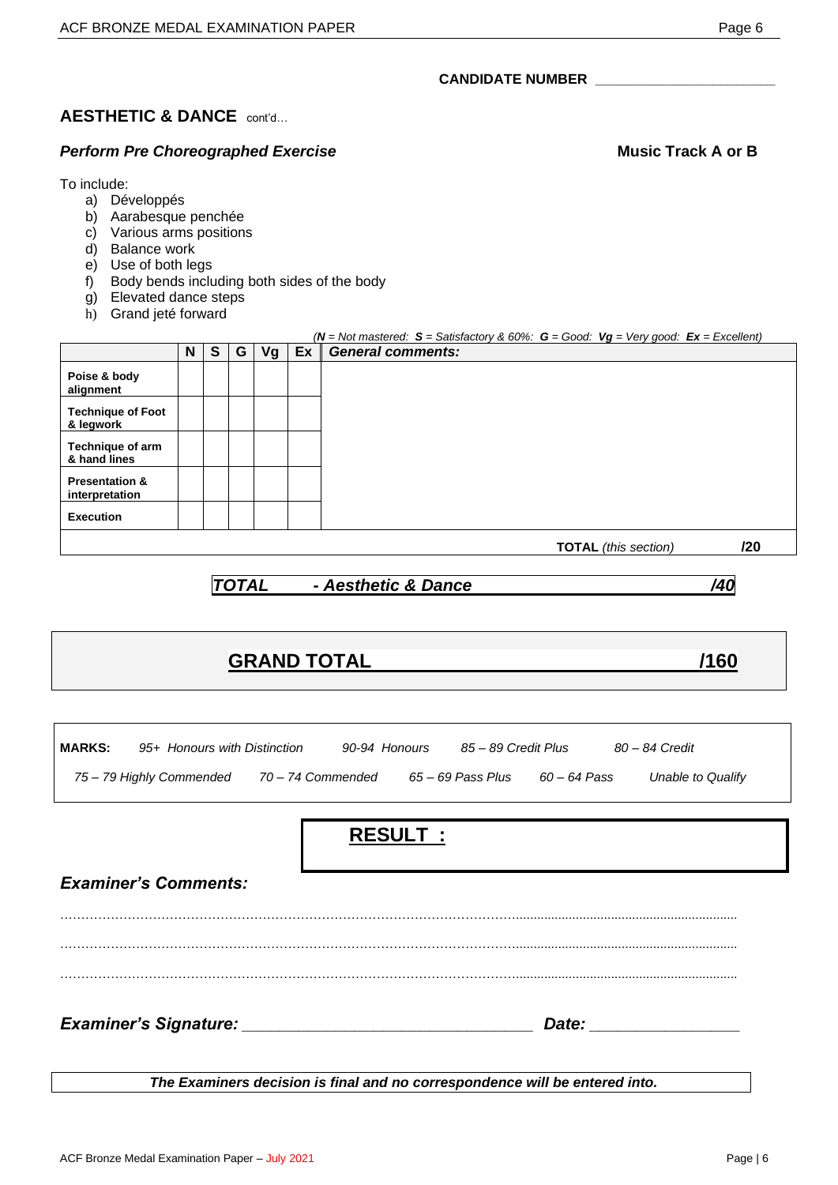**CANDIDATE NUMBER** ______________________

## AESTHETIC & DANCE cont'd…

### *Perform Pre Choreographed Exercise* — Music Track A or B

To include:

a) Développés
b) Aarabesque penchée
c) Various arms positions
d) Balance work
e) Use of both legs
f) Body bends including both sides of the body
g) Elevated dance steps
h) Grand jeté forward

*(**N** = Not mastered: **S** = Satisfactory & 60%: **G** = Good: **Vg** = Very good: **Ex** = Excellent)*

| | N | S | G | Vg | Ex | *General comments:* |
|---|---|---|---|---|---|---|
| **Poise & body alignment** | | | | | | |
| **Technique of Foot & legwork** | | | | | | |
| **Technique of arm & hand lines** | | | | | | |
| **Presentation & interpretation** | | | | | | |
| **Execution** | | | | | | |
| | | | | | | **TOTAL** *(this section)* **/20** |

***TOTAL - Aesthetic & Dance /40***

## GRAND TOTAL /160

**MARKS:** *95+ Honours with Distinction* *90-94 Honours* *85 – 89 Credit Plus* *80 – 84 Credit* *75 – 79 Highly Commended* *70 – 74 Commended* *65 – 69 Pass Plus* *60 – 64 Pass* *Unable to Qualify*

**RESULT :**

***Examiner's Comments:***

……………………………………………………………………………………………………………………

……………………………………………………………………………………………………………………

……………………………………………………………………………………………………………………

***Examiner's Signature:*** ______________________________ ***Date:*** ________________

***The Examiners decision is final and no correspondence will be entered into.***